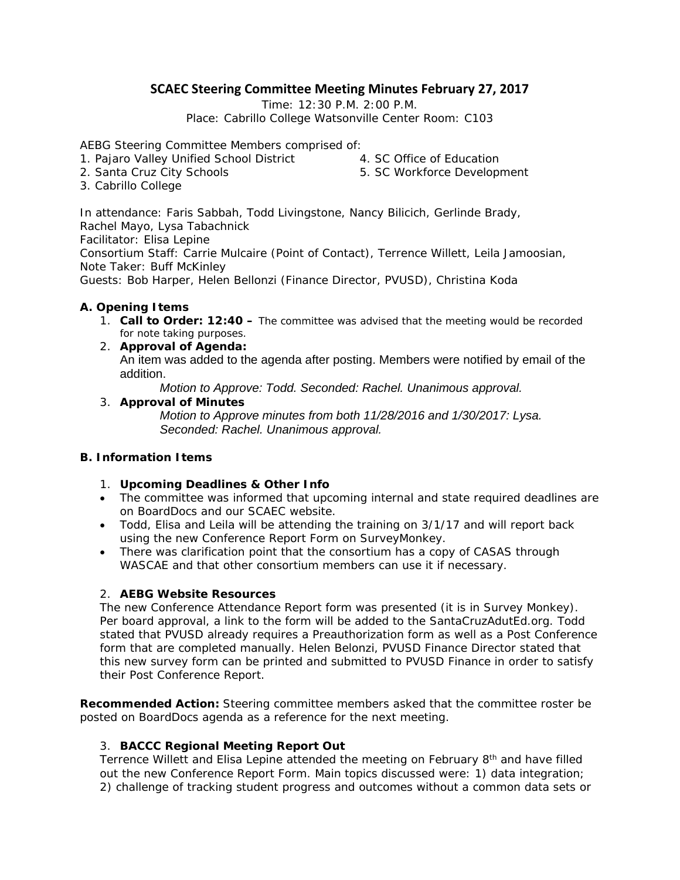# SCAEC Steering Committee Meeting Minutes February 27, 2017

Time: 12:30 P.M. 2:00 P.M.
Place: Cabrillo College Watsonville Center Room: C103

AEBG Steering Committee Members comprised of:

1. Pajaro Valley Unified School District
2. Santa Cruz City Schools
3. Cabrillo College
4. SC Office of Education
5. SC Workforce Development

In attendance: Faris Sabbah, Todd Livingstone, Nancy Bilicich, Gerlinde Brady, Rachel Mayo, Lysa Tabachnick
Facilitator: Elisa Lepine
Consortium Staff: Carrie Mulcaire (Point of Contact), Terrence Willett, Leila Jamoosian,
Note Taker: Buff McKinley
Guests: Bob Harper, Helen Bellonzi (Finance Director, PVUSD), Christina Koda

### A. Opening Items

1. **Call to Order: 12:40 –** The committee was advised that the meeting would be recorded for note taking purposes.
2. **Approval of Agenda:**
   An item was added to the agenda after posting. Members were notified by email of the addition.
   *Motion to Approve: Todd. Seconded: Rachel. Unanimous approval.*
3. **Approval of Minutes**
   *Motion to Approve minutes from both 11/28/2016 and 1/30/2017: Lysa. Seconded: Rachel. Unanimous approval.*

### B. Information Items

1. **Upcoming Deadlines & Other Info**

- The committee was informed that upcoming internal and state required deadlines are on BoardDocs and our SCAEC website.
- Todd, Elisa and Leila will be attending the training on 3/1/17 and will report back using the new Conference Report Form on SurveyMonkey.
- There was clarification point that the consortium has a copy of CASAS through WASCAE and that other consortium members can use it if necessary.

2. **AEBG Website Resources**

The new Conference Attendance Report form was presented (it is in Survey Monkey). Per board approval, a link to the form will be added to the SantaCruzAdutEd.org. Todd stated that PVUSD already requires a Preauthorization form as well as a Post Conference form that are completed manually. Helen Belonzi, PVUSD Finance Director stated that this new survey form can be printed and submitted to PVUSD Finance in order to satisfy their Post Conference Report.

**Recommended Action:** Steering committee members asked that the committee roster be posted on BoardDocs agenda as a reference for the next meeting.

3. **BACCC Regional Meeting Report Out**

Terrence Willett and Elisa Lepine attended the meeting on February 8th and have filled out the new Conference Report Form. Main topics discussed were: 1) data integration; 2) challenge of tracking student progress and outcomes without a common data sets or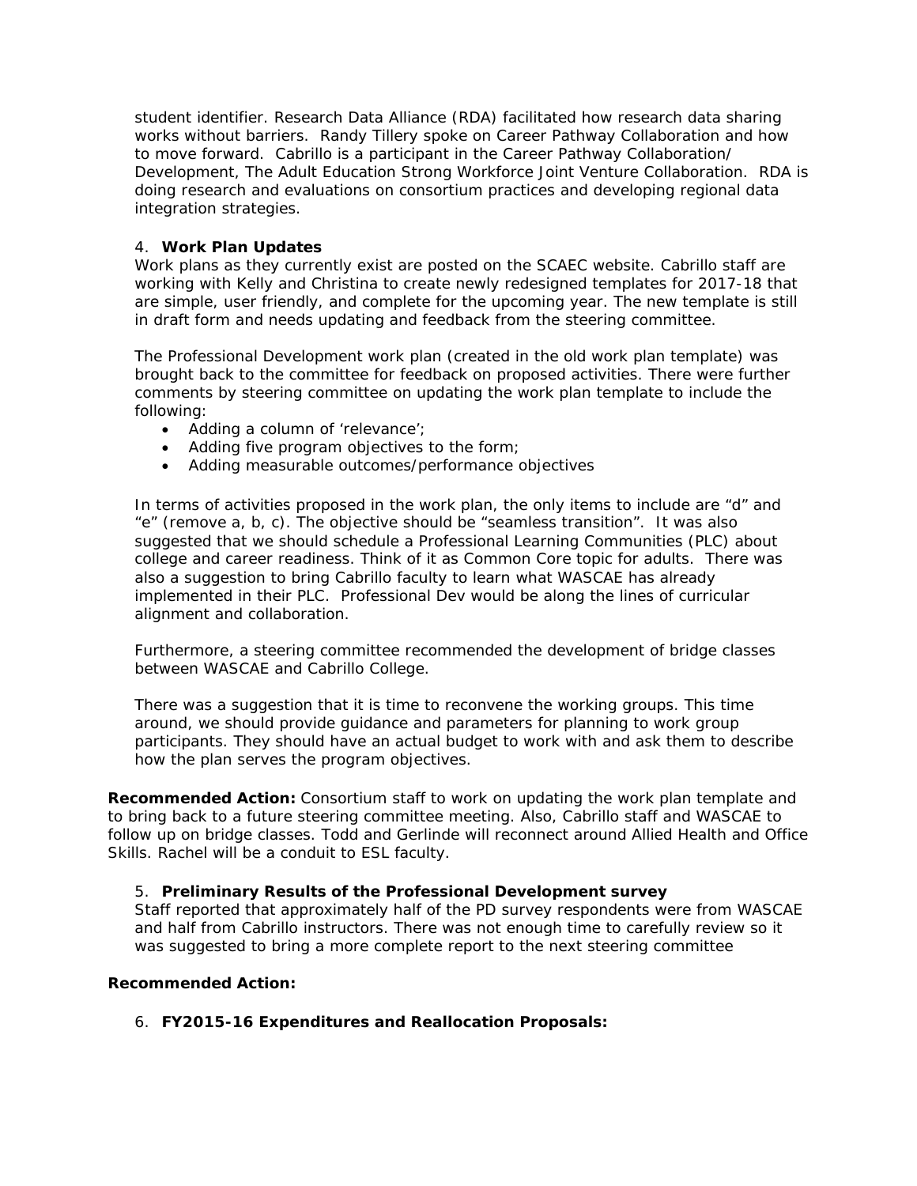student identifier. Research Data Alliance (RDA) facilitated how research data sharing works without barriers. Randy Tillery spoke on Career Pathway Collaboration and how to move forward. Cabrillo is a participant in the Career Pathway Collaboration/ Development, The Adult Education Strong Workforce Joint Venture Collaboration. RDA is doing research and evaluations on consortium practices and developing regional data integration strategies.

4. **Work Plan Updates**

Work plans as they currently exist are posted on the SCAEC website. Cabrillo staff are working with Kelly and Christina to create newly redesigned templates for 2017-18 that are simple, user friendly, and complete for the upcoming year. The new template is still in draft form and needs updating and feedback from the steering committee.

The Professional Development work plan (created in the old work plan template) was brought back to the committee for feedback on proposed activities. There were further comments by steering committee on updating the work plan template to include the following:

- Adding a column of 'relevance';
- Adding five program objectives to the form;
- Adding measurable outcomes/performance objectives

In terms of activities proposed in the work plan, the only items to include are "d" and "e" (remove a, b, c). The objective should be "seamless transition". It was also suggested that we should schedule a Professional Learning Communities (PLC) about college and career readiness. Think of it as Common Core topic for adults. There was also a suggestion to bring Cabrillo faculty to learn what WASCAE has already implemented in their PLC. Professional Dev would be along the lines of curricular alignment and collaboration.

Furthermore, a steering committee recommended the development of bridge classes between WASCAE and Cabrillo College.

There was a suggestion that it is time to reconvene the working groups. This time around, we should provide guidance and parameters for planning to work group participants. They should have an actual budget to work with and ask them to describe how the plan serves the program objectives.

**Recommended Action:** Consortium staff to work on updating the work plan template and to bring back to a future steering committee meeting. Also, Cabrillo staff and WASCAE to follow up on bridge classes. Todd and Gerlinde will reconnect around Allied Health and Office Skills. Rachel will be a conduit to ESL faculty.

5. **Preliminary Results of the Professional Development survey**

Staff reported that approximately half of the PD survey respondents were from WASCAE and half from Cabrillo instructors. There was not enough time to carefully review so it was suggested to bring a more complete report to the next steering committee

**Recommended Action:**

6. **FY2015-16 Expenditures and Reallocation Proposals:**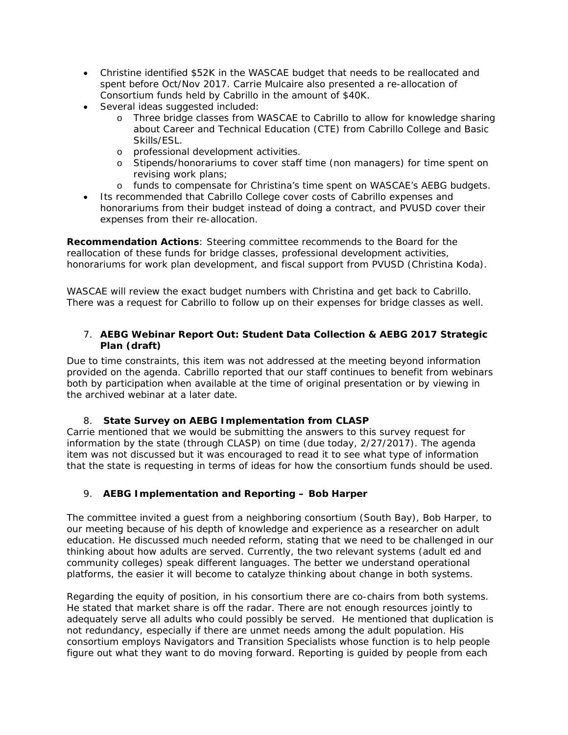- Christine identified $52K in the WASCAE budget that needs to be reallocated and spent before Oct/Nov 2017. Carrie Mulcaire also presented a re-allocation of Consortium funds held by Cabrillo in the amount of $40K.
- Several ideas suggested included:
  - Three bridge classes from WASCAE to Cabrillo to allow for knowledge sharing about Career and Technical Education (CTE) from Cabrillo College and Basic Skills/ESL.
  - professional development activities.
  - Stipends/honorariums to cover staff time (non managers) for time spent on revising work plans;
  - funds to compensate for Christina's time spent on WASCAE's AEBG budgets.
- Its recommended that Cabrillo College cover costs of Cabrillo expenses and honorariums from their budget instead of doing a contract, and PVUSD cover their expenses from their re-allocation.

**Recommendation Actions**: Steering committee recommends to the Board for the reallocation of these funds for bridge classes, professional development activities, honorariums for work plan development, and fiscal support from PVUSD (Christina Koda).

WASCAE will review the exact budget numbers with Christina and get back to Cabrillo. There was a request for Cabrillo to follow up on their expenses for bridge classes as well.

7. **AEBG Webinar Report Out: Student Data Collection & AEBG 2017 Strategic Plan (draft)**

Due to time constraints, this item was not addressed at the meeting beyond information provided on the agenda. Cabrillo reported that our staff continues to benefit from webinars both by participation when available at the time of original presentation or by viewing in the archived webinar at a later date.

8. **State Survey on AEBG Implementation from CLASP**

Carrie mentioned that we would be submitting the answers to this survey request for information by the state (through CLASP) on time (due today, 2/27/2017). The agenda item was not discussed but it was encouraged to read it to see what type of information that the state is requesting in terms of ideas for how the consortium funds should be used.

9. **AEBG Implementation and Reporting – Bob Harper**

The committee invited a guest from a neighboring consortium (South Bay), Bob Harper, to our meeting because of his depth of knowledge and experience as a researcher on adult education. He discussed much needed reform, stating that we need to be challenged in our thinking about how adults are served. Currently, the two relevant systems (adult ed and community colleges) speak different languages. The better we understand operational platforms, the easier it will become to catalyze thinking about change in both systems.

Regarding the equity of position, in his consortium there are co-chairs from both systems. He stated that market share is off the radar. There are not enough resources jointly to adequately serve all adults who could possibly be served. He mentioned that duplication is not redundancy, especially if there are unmet needs among the adult population. His consortium employs Navigators and Transition Specialists whose function is to help people figure out what they want to do moving forward. Reporting is guided by people from each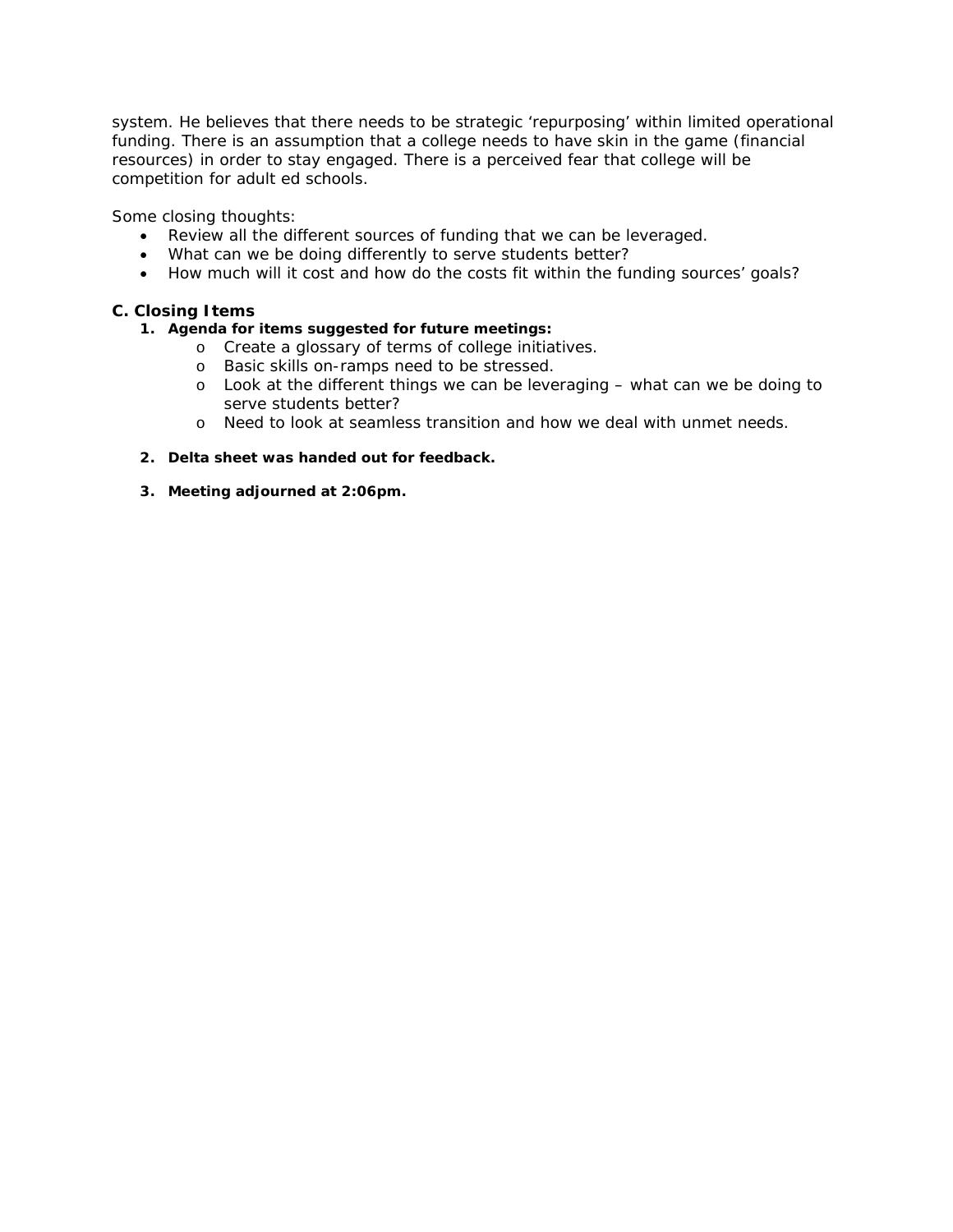system. He believes that there needs to be strategic 'repurposing' within limited operational funding. There is an assumption that a college needs to have skin in the game (financial resources) in order to stay engaged. There is a perceived fear that college will be competition for adult ed schools.

Some closing thoughts:

- Review all the different sources of funding that we can be leveraged.
- What can we be doing differently to serve students better?
- How much will it cost and how do the costs fit within the funding sources' goals?

### C. Closing Items

1. **Agenda for items suggested for future meetings:**
   - Create a glossary of terms of college initiatives.
   - Basic skills on-ramps need to be stressed.
   - Look at the different things we can be leveraging – what can we be doing to serve students better?
   - Need to look at seamless transition and how we deal with unmet needs.

2. **Delta sheet was handed out for feedback.**

3. **Meeting adjourned at 2:06pm.**